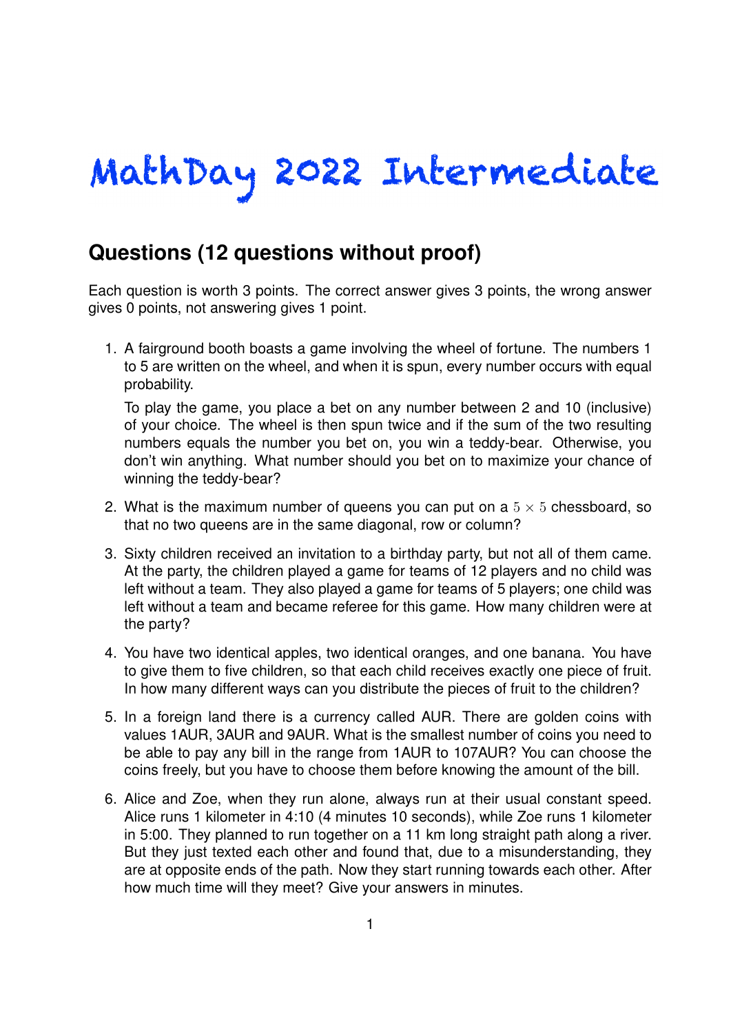# MathDay 2022 Intermediate

## Questions (12 questions without proof)

Each question is worth 3 points. The correct answer gives 3 points, the wrong answer gives 0 points, not answering gives 1 point.

1. A fairground booth boasts a game involving the wheel of fortune. The numbers 1 to 5 are written on the wheel, and when it is spun, every number occurs with equal probability.

   To play the game, you place a bet on any number between 2 and 10 (inclusive) of your choice. The wheel is then spun twice and if the sum of the two resulting numbers equals the number you bet on, you win a teddy-bear. Otherwise, you don't win anything. What number should you bet on to maximize your chance of winning the teddy-bear?

2. What is the maximum number of queens you can put on a $5 \times 5$ chessboard, so that no two queens are in the same diagonal, row or column?

3. Sixty children received an invitation to a birthday party, but not all of them came. At the party, the children played a game for teams of 12 players and no child was left without a team. They also played a game for teams of 5 players; one child was left without a team and became referee for this game. How many children were at the party?

4. You have two identical apples, two identical oranges, and one banana. You have to give them to five children, so that each child receives exactly one piece of fruit. In how many different ways can you distribute the pieces of fruit to the children?

5. In a foreign land there is a currency called AUR. There are golden coins with values 1AUR, 3AUR and 9AUR. What is the smallest number of coins you need to be able to pay any bill in the range from 1AUR to 107AUR? You can choose the coins freely, but you have to choose them before knowing the amount of the bill.

6. Alice and Zoe, when they run alone, always run at their usual constant speed. Alice runs 1 kilometer in 4:10 (4 minutes 10 seconds), while Zoe runs 1 kilometer in 5:00. They planned to run together on a 11 km long straight path along a river. But they just texted each other and found that, due to a misunderstanding, they are at opposite ends of the path. Now they start running towards each other. After how much time will they meet? Give your answers in minutes.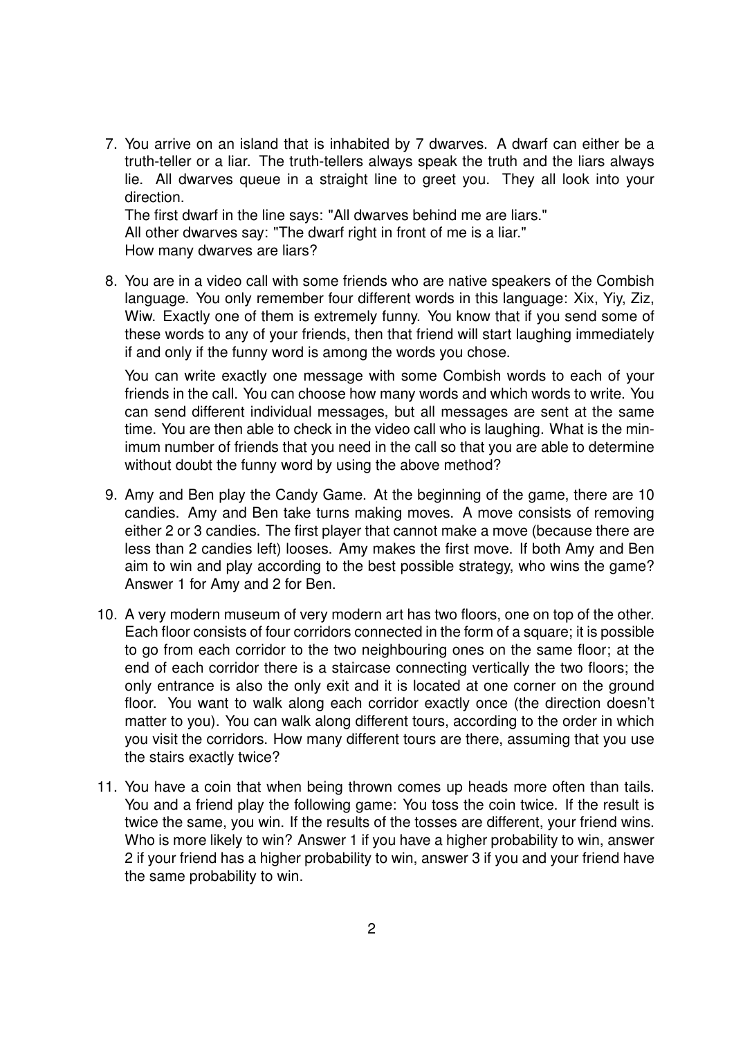7. You arrive on an island that is inhabited by 7 dwarves. A dwarf can either be a truth-teller or a liar. The truth-tellers always speak the truth and the liars always lie. All dwarves queue in a straight line to greet you. They all look into your direction.
   The first dwarf in the line says: "All dwarves behind me are liars."
   All other dwarves say: "The dwarf right in front of me is a liar."
   How many dwarves are liars?

8. You are in a video call with some friends who are native speakers of the Combish language. You only remember four different words in this language: Xix, Yiy, Ziz, Wiw. Exactly one of them is extremely funny. You know that if you send some of these words to any of your friends, then that friend will start laughing immediately if and only if the funny word is among the words you chose.

   You can write exactly one message with some Combish words to each of your friends in the call. You can choose how many words and which words to write. You can send different individual messages, but all messages are sent at the same time. You are then able to check in the video call who is laughing. What is the minimum number of friends that you need in the call so that you are able to determine without doubt the funny word by using the above method?

9. Amy and Ben play the Candy Game. At the beginning of the game, there are 10 candies. Amy and Ben take turns making moves. A move consists of removing either 2 or 3 candies. The first player that cannot make a move (because there are less than 2 candies left) looses. Amy makes the first move. If both Amy and Ben aim to win and play according to the best possible strategy, who wins the game? Answer 1 for Amy and 2 for Ben.

10. A very modern museum of very modern art has two floors, one on top of the other. Each floor consists of four corridors connected in the form of a square; it is possible to go from each corridor to the two neighbouring ones on the same floor; at the end of each corridor there is a staircase connecting vertically the two floors; the only entrance is also the only exit and it is located at one corner on the ground floor. You want to walk along each corridor exactly once (the direction doesn't matter to you). You can walk along different tours, according to the order in which you visit the corridors. How many different tours are there, assuming that you use the stairs exactly twice?

11. You have a coin that when being thrown comes up heads more often than tails. You and a friend play the following game: You toss the coin twice. If the result is twice the same, you win. If the results of the tosses are different, your friend wins. Who is more likely to win? Answer 1 if you have a higher probability to win, answer 2 if your friend has a higher probability to win, answer 3 if you and your friend have the same probability to win.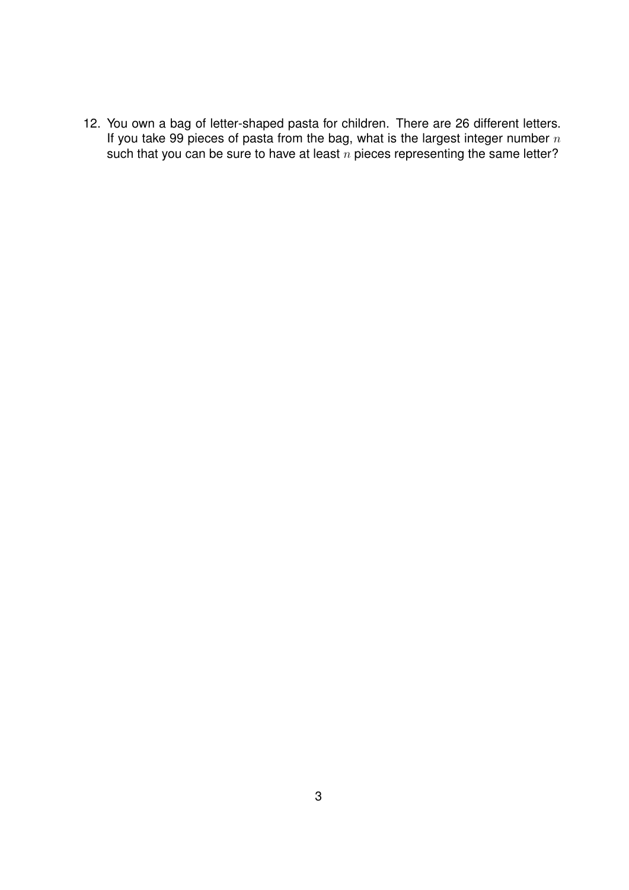12. You own a bag of letter-shaped pasta for children. There are 26 different letters. If you take 99 pieces of pasta from the bag, what is the largest integer number $n$ such that you can be sure to have at least $n$ pieces representing the same letter?